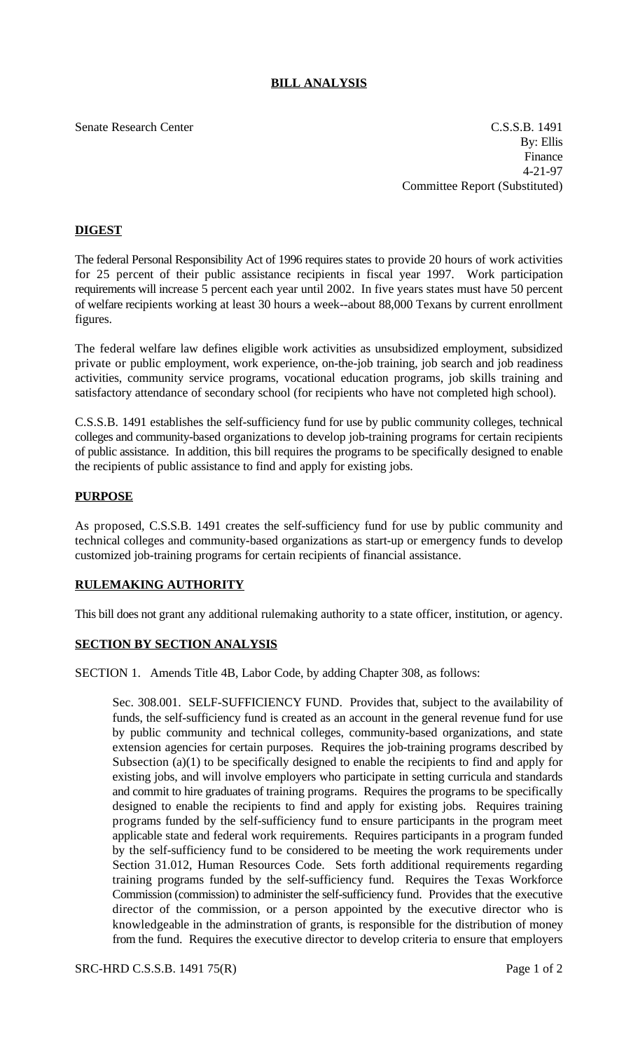# BILL ANALYSIS

Senate Research Center

C.S.S.B. 1491
By: Ellis
Finance
4-21-97
Committee Report (Substituted)

## DIGEST

The federal Personal Responsibility Act of 1996 requires states to provide 20 hours of work activities for 25 percent of their public assistance recipients in fiscal year 1997. Work participation requirements will increase 5 percent each year until 2002. In five years states must have 50 percent of welfare recipients working at least 30 hours a week--about 88,000 Texans by current enrollment figures.

The federal welfare law defines eligible work activities as unsubsidized employment, subsidized private or public employment, work experience, on-the-job training, job search and job readiness activities, community service programs, vocational education programs, job skills training and satisfactory attendance of secondary school (for recipients who have not completed high school).

C.S.S.B. 1491 establishes the self-sufficiency fund for use by public community colleges, technical colleges and community-based organizations to develop job-training programs for certain recipients of public assistance. In addition, this bill requires the programs to be specifically designed to enable the recipients of public assistance to find and apply for existing jobs.

## PURPOSE

As proposed, C.S.S.B. 1491 creates the self-sufficiency fund for use by public community and technical colleges and community-based organizations as start-up or emergency funds to develop customized job-training programs for certain recipients of financial assistance.

## RULEMAKING AUTHORITY

This bill does not grant any additional rulemaking authority to a state officer, institution, or agency.

## SECTION BY SECTION ANALYSIS

SECTION 1. Amends Title 4B, Labor Code, by adding Chapter 308, as follows:

Sec. 308.001. SELF-SUFFICIENCY FUND. Provides that, subject to the availability of funds, the self-sufficiency fund is created as an account in the general revenue fund for use by public community and technical colleges, community-based organizations, and state extension agencies for certain purposes. Requires the job-training programs described by Subsection (a)(1) to be specifically designed to enable the recipients to find and apply for existing jobs, and will involve employers who participate in setting curricula and standards and commit to hire graduates of training programs. Requires the programs to be specifically designed to enable the recipients to find and apply for existing jobs. Requires training programs funded by the self-sufficiency fund to ensure participants in the program meet applicable state and federal work requirements. Requires participants in a program funded by the self-sufficiency fund to be considered to be meeting the work requirements under Section 31.012, Human Resources Code. Sets forth additional requirements regarding training programs funded by the self-sufficiency fund. Requires the Texas Workforce Commission (commission) to administer the self-sufficiency fund. Provides that the executive director of the commission, or a person appointed by the executive director who is knowledgeable in the adminstration of grants, is responsible for the distribution of money from the fund. Requires the executive director to develop criteria to ensure that employers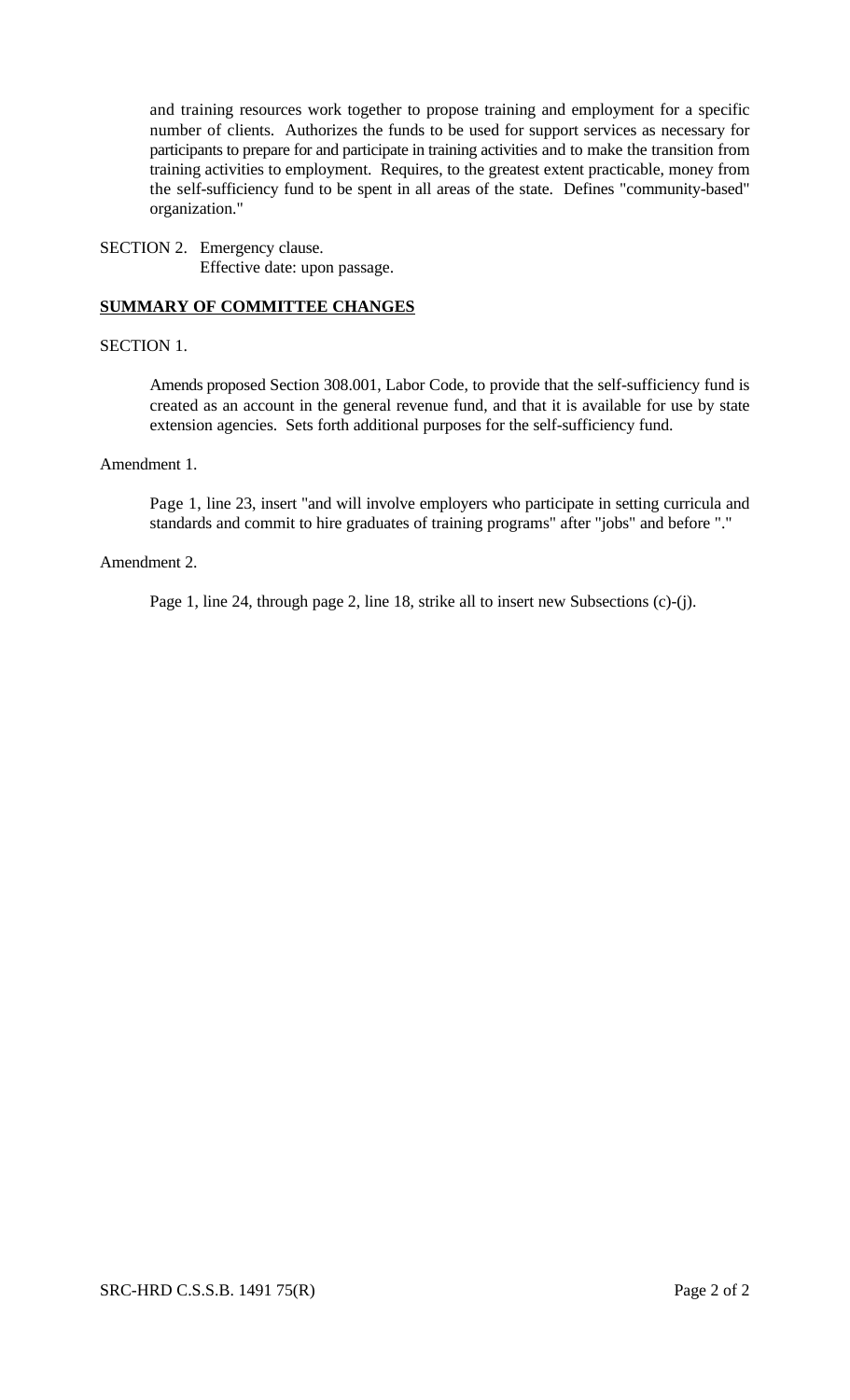and training resources work together to propose training and employment for a specific number of clients. Authorizes the funds to be used for support services as necessary for participants to prepare for and participate in training activities and to make the transition from training activities to employment. Requires, to the greatest extent practicable, money from the self-sufficiency fund to be spent in all areas of the state. Defines "community-based" organization."

SECTION 2. Emergency clause.
Effective date: upon passage.

## SUMMARY OF COMMITTEE CHANGES

SECTION 1.

Amends proposed Section 308.001, Labor Code, to provide that the self-sufficiency fund is created as an account in the general revenue fund, and that it is available for use by state extension agencies. Sets forth additional purposes for the self-sufficiency fund.

Amendment 1.

Page 1, line 23, insert "and will involve employers who participate in setting curricula and standards and commit to hire graduates of training programs" after "jobs" and before "."

Amendment 2.

Page 1, line 24, through page 2, line 18, strike all to insert new Subsections (c)-(j).